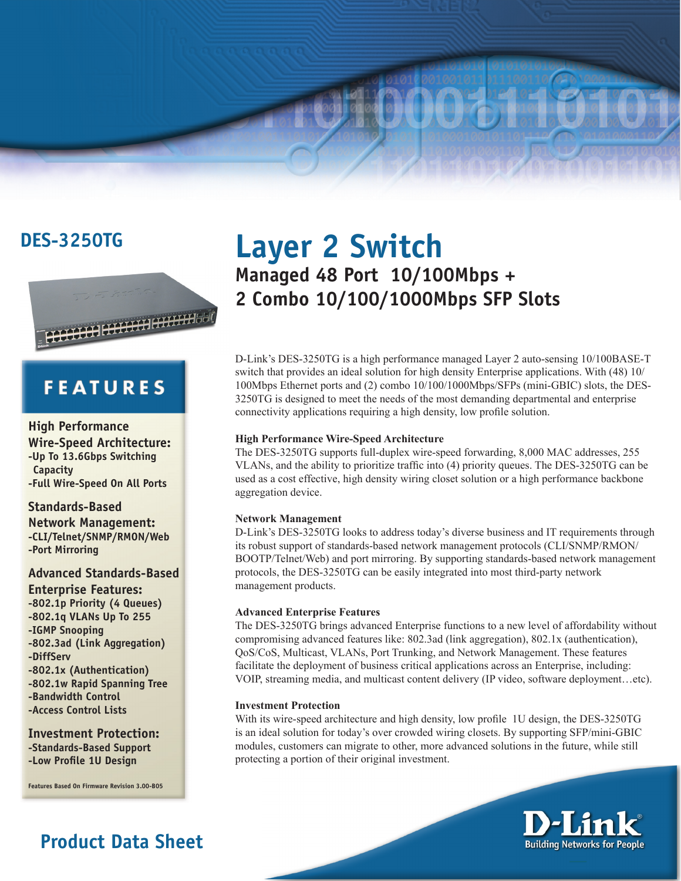# DES-3250TG

# Layer 2 Switch

## Managed 48 Port 10/100Mbps + 2 Combo 10/100/1000Mbps SFP Slots

## FEATURES

### High Performance Wire-Speed Architecture:
- -Up To 13.6Gbps Switching Capacity
- -Full Wire-Speed On All Ports

### Standards-Based Network Management:
- -CLI/Telnet/SNMP/RMON/Web
- -Port Mirroring

### Advanced Standards-Based Enterprise Features:
- -802.1p Priority (4 Queues)
- -802.1q VLANs Up To 255
- -IGMP Snooping
- -802.3ad (Link Aggregation)
- -DiffServ
- -802.1x (Authentication)
- -802.1w Rapid Spanning Tree
- -Bandwidth Control
- -Access Control Lists

### Investment Protection:
- -Standards-Based Support
- -Low Profile 1U Design

Features Based On Firmware Revision 3.00-B05

D-Link's DES-3250TG is a high performance managed Layer 2 auto-sensing 10/100BASE-T switch that provides an ideal solution for high density Enterprise applications. With (48) 10/100Mbps Ethernet ports and (2) combo 10/100/1000Mbps/SFPs (mini-GBIC) slots, the DES-3250TG is designed to meet the needs of the most demanding departmental and enterprise connectivity applications requiring a high density, low profile solution.

**High Performance Wire-Speed Architecture**

The DES-3250TG supports full-duplex wire-speed forwarding, 8,000 MAC addresses, 255 VLANs, and the ability to prioritize traffic into (4) priority queues. The DES-3250TG can be used as a cost effective, high density wiring closet solution or a high performance backbone aggregation device.

**Network Management**

D-Link's DES-3250TG looks to address today's diverse business and IT requirements through its robust support of standards-based network management protocols (CLI/SNMP/RMON/BOOTP/Telnet/Web) and port mirroring. By supporting standards-based network management protocols, the DES-3250TG can be easily integrated into most third-party network management products.

**Advanced Enterprise Features**

The DES-3250TG brings advanced Enterprise functions to a new level of affordability without compromising advanced features like: 802.3ad (link aggregation), 802.1x (authentication), QoS/CoS, Multicast, VLANs, Port Trunking, and Network Management. These features facilitate the deployment of business critical applications across an Enterprise, including: VOIP, streaming media, and multicast content delivery (IP video, software deployment…etc).

**Investment Protection**

With its wire-speed architecture and high density, low profile 1U design, the DES-3250TG is an ideal solution for today's over crowded wiring closets. By supporting SFP/mini-GBIC modules, customers can migrate to other, more advanced solutions in the future, while still protecting a portion of their original investment.

Product Data Sheet

D-Link
Building Networks for People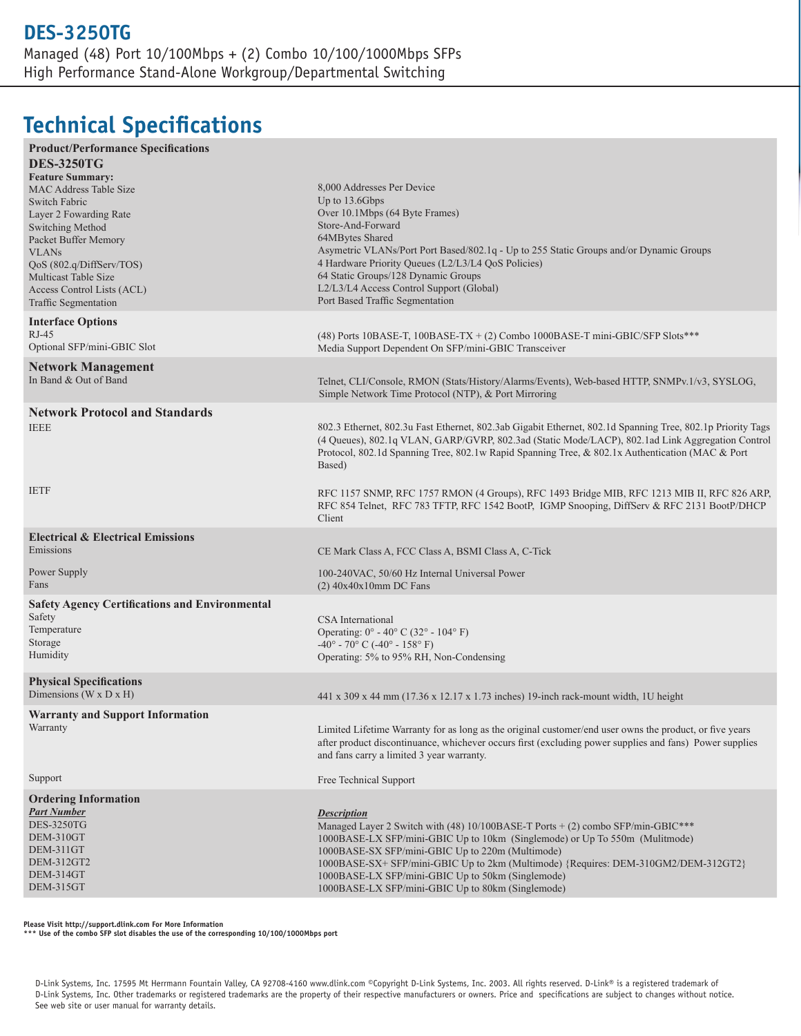# DES-3250TG

Managed (48) Port 10/100Mbps + (2) Combo 10/100/1000Mbps SFPs
High Performance Stand-Alone Workgroup/Departmental Switching

## Technical Specifications

| | |
|---|---|
| **Product/Performance Specifications** | |
| **DES-3250TG** | |
| **Feature Summary:** | |
| MAC Address Table Size | 8,000 Addresses Per Device |
| Switch Fabric | Up to 13.6Gbps |
| Layer 2 Fowarding Rate | Over 10.1Mbps (64 Byte Frames) |
| Switching Method | Store-And-Forward |
| Packet Buffer Memory | 64MBytes Shared |
| VLANs | Asymetric VLANs/Port Port Based/802.1q - Up to 255 Static Groups and/or Dynamic Groups |
| QoS (802.q/DiffServ/TOS) | 4 Hardware Priority Queues (L2/L3/L4 QoS Policies) |
| Multicast Table Size | 64 Static Groups/128 Dynamic Groups |
| Access Control Lists (ACL) | L2/L3/L4 Access Control Support (Global) |
| Traffic Segmentation | Port Based Traffic Segmentation |
| **Interface Options** | |
| RJ-45 | (48) Ports 10BASE-T, 100BASE-TX + (2) Combo 1000BASE-T mini-GBIC/SFP Slots*** |
| Optional SFP/mini-GBIC Slot | Media Support Dependent On SFP/mini-GBIC Transceiver |
| **Network Management** | |
| In Band & Out of Band | Telnet, CLI/Console, RMON (Stats/History/Alarms/Events), Web-based HTTP, SNMPv.1/v3, SYSLOG, Simple Network Time Protocol (NTP), & Port Mirroring |
| **Network Protocol and Standards** | |
| IEEE | 802.3 Ethernet, 802.3u Fast Ethernet, 802.3ab Gigabit Ethernet, 802.1d Spanning Tree, 802.1p Priority Tags (4 Queues), 802.1q VLAN, GARP/GVRP, 802.3ad (Static Mode/LACP), 802.1ad Link Aggregation Control Protocol, 802.1d Spanning Tree, 802.1w Rapid Spanning Tree, & 802.1x Authentication (MAC & Port Based) |
| IETF | RFC 1157 SNMP, RFC 1757 RMON (4 Groups), RFC 1493 Bridge MIB, RFC 1213 MIB II, RFC 826 ARP, RFC 854 Telnet, RFC 783 TFTP, RFC 1542 BootP, IGMP Snooping, DiffServ & RFC 2131 BootP/DHCP Client |
| **Electrical & Electrical Emissions** | |
| Emissions | CE Mark Class A, FCC Class A, BSMI Class A, C-Tick |
| Power Supply | 100-240VAC, 50/60 Hz Internal Universal Power |
| Fans | (2) 40x40x10mm DC Fans |
| **Safety Agency Certifications and Environmental** | |
| Safety | CSA International |
| Temperature | Operating: 0° - 40° C (32° - 104° F) |
| Storage | -40° - 70° C (-40° - 158° F) |
| Humidity | Operating: 5% to 95% RH, Non-Condensing |
| **Physical Specifications** | |
| Dimensions (W x D x H) | 441 x 309 x 44 mm (17.36 x 12.17 x 1.73 inches) 19-inch rack-mount width, 1U height |
| **Warranty and Support Information** | |
| Warranty | Limited Lifetime Warranty for as long as the original customer/end user owns the product, or five years after product discontinuance, whichever occurs first (excluding power supplies and fans) Power supplies and fans carry a limited 3 year warranty. |
| Support | Free Technical Support |
| **Ordering Information** | |
| ***Part Number*** | ***Description*** |
| DES-3250TG | Managed Layer 2 Switch with (48) 10/100BASE-T Ports + (2) combo SFP/min-GBIC*** |
| DEM-310GT | 1000BASE-LX SFP/mini-GBIC Up to 10km (Singlemode) or Up To 550m (Mulitmode) |
| DEM-311GT | 1000BASE-SX SFP/mini-GBIC Up to 220m (Multimode) |
| DEM-312GT2 | 1000BASE-SX+ SFP/mini-GBIC Up to 2km (Multimode) {Requires: DEM-310GM2/DEM-312GT2} |
| DEM-314GT | 1000BASE-LX SFP/mini-GBIC Up to 50km (Singlemode) |
| DEM-315GT | 1000BASE-LX SFP/mini-GBIC Up to 80km (Singlemode) |

**Please Visit http://support.dlink.com For More Information**
**\*\*\* Use of the combo SFP slot disables the use of the corresponding 10/100/1000Mbps port**

D-Link Systems, Inc. 17595 Mt Herrmann Fountain Valley, CA 92708-4160 www.dlink.com ©Copyright D-Link Systems, Inc. 2003. All rights reserved. D-Link® is a registered trademark of D-Link Systems, Inc. Other trademarks or registered trademarks are the property of their respective manufacturers or owners. Price and specifications are subject to changes without notice. See web site or user manual for warranty details.